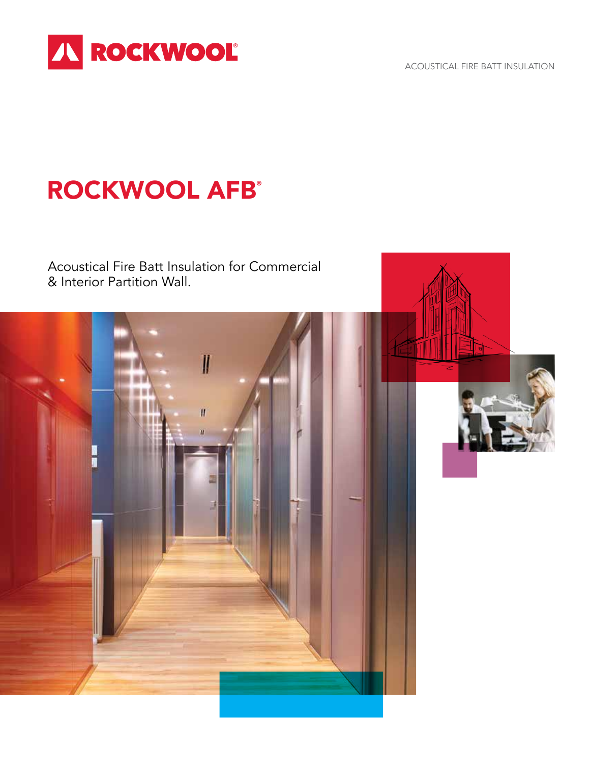ROCKWOOL

ACOUSTICAL FIRE BATT INSULATION

# ROCKWOOL AFB®

Acoustical Fire Batt Insulation for Commercial & Interior Partition Wall.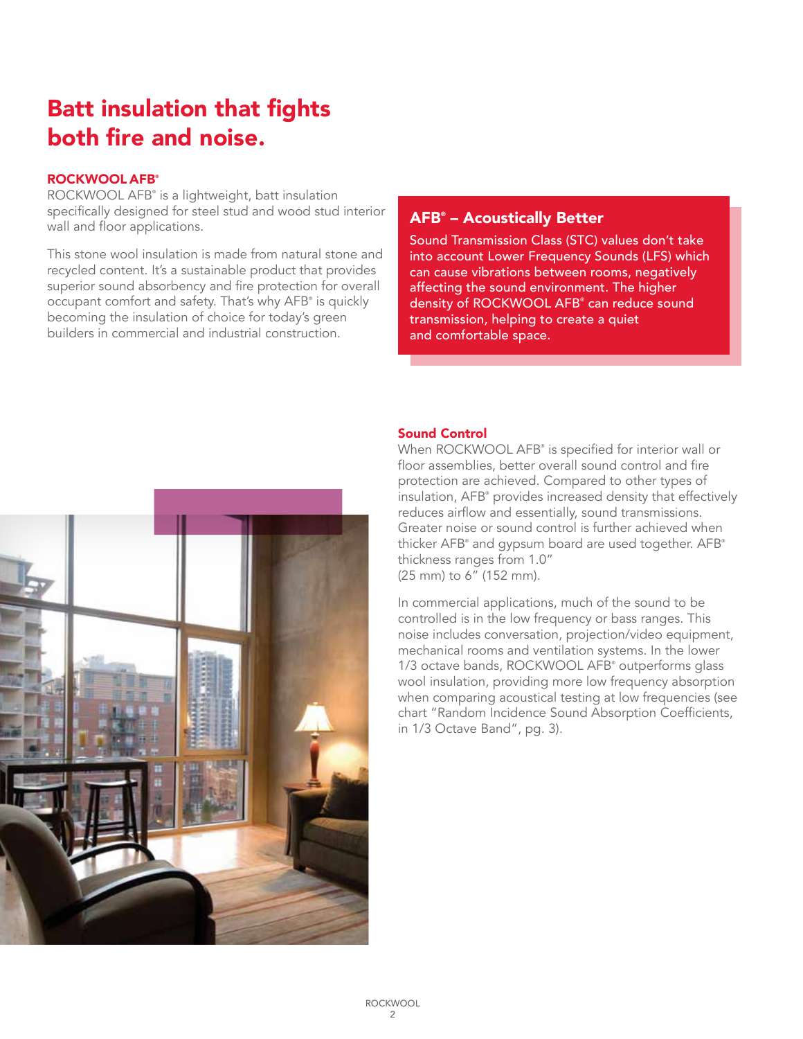# Batt insulation that fights both fire and noise.

**ROCKWOOL AFB®**

ROCKWOOL AFB® is a lightweight, batt insulation specifically designed for steel stud and wood stud interior wall and floor applications.

This stone wool insulation is made from natural stone and recycled content. It's a sustainable product that provides superior sound absorbency and fire protection for overall occupant comfort and safety. That's why AFB® is quickly becoming the insulation of choice for today's green builders in commercial and industrial construction.

## AFB® – Acoustically Better

Sound Transmission Class (STC) values don't take into account Lower Frequency Sounds (LFS) which can cause vibrations between rooms, negatively affecting the sound environment. The higher density of ROCKWOOL AFB® can reduce sound transmission, helping to create a quiet and comfortable space.

## Sound Control

When ROCKWOOL AFB® is specified for interior wall or floor assemblies, better overall sound control and fire protection are achieved. Compared to other types of insulation, AFB® provides increased density that effectively reduces airflow and essentially, sound transmissions. Greater noise or sound control is further achieved when thicker AFB® and gypsum board are used together. AFB® thickness ranges from 1.0" (25 mm) to 6" (152 mm).

In commercial applications, much of the sound to be controlled is in the low frequency or bass ranges. This noise includes conversation, projection/video equipment, mechanical rooms and ventilation systems. In the lower 1/3 octave bands, ROCKWOOL AFB® outperforms glass wool insulation, providing more low frequency absorption when comparing acoustical testing at low frequencies (see chart "Random Incidence Sound Absorption Coefficients, in 1/3 Octave Band", pg. 3).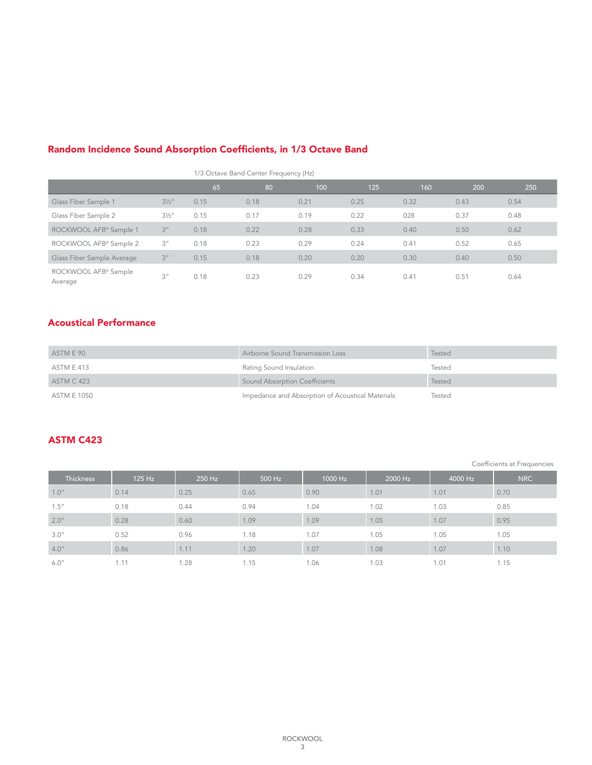## Random Incidence Sound Absorption Coefficients, in 1/3 Octave Band

| | | 1/3 Octave Band Center Frequency (Hz) | | | | | | |
|---|---|---|---|---|---|---|---|---|
| | | 65 | 80 | 100 | 125 | 160 | 200 | 250 |
| Glass Fiber Sample 1 | 3½″ | 0.15 | 0.18 | 0.21 | 0.25 | 0.32 | 0.43 | 0.54 |
| Glass Fiber Sample 2 | 3½″ | 0.15 | 0.17 | 0.19 | 0.22 | 028 | 0.37 | 0.48 |
| ROCKWOOL AFB® Sample 1 | 3″ | 0.18 | 0.22 | 0.28 | 0.33 | 0.40 | 0.50 | 0.62 |
| ROCKWOOL AFB® Sample 2 | 3″ | 0.18 | 0.23 | 0.29 | 0.24 | 0.41 | 0.52 | 0.65 |
| Glass Fiber Sample Average | 3″ | 0.15 | 0.18 | 0.20 | 0.20 | 0.30 | 0.40 | 0.50 |
| ROCKWOOL AFB® Sample Average | 3″ | 0.18 | 0.23 | 0.29 | 0.34 | 0.41 | 0.51 | 0.64 |

## Acoustical Performance

| | | |
|---|---|---|
| ASTM E 90 | Airborne Sound Transmission Loss | Tested |
| ASTM E 413 | Rating Sound Insulation | Tested |
| ASTM C 423 | Sound Absorption Coefficients | Tested |
| ASTM E 1050 | Impedance and Absorption of Acoustical Materials | Tested |

## ASTM C423

Coefficients at Frequencies

| Thickness | 125 Hz | 250 Hz | 500 Hz | 1000 Hz | 2000 Hz | 4000 Hz | NRC |
|---|---|---|---|---|---|---|---|
| 1.0″ | 0.14 | 0.25 | 0.65 | 0.90 | 1.01 | 1.01 | 0.70 |
| 1.5″ | 0.18 | 0.44 | 0.94 | 1.04 | 1.02 | 1.03 | 0.85 |
| 2.0″ | 0.28 | 0.60 | 1.09 | 1.09 | 1.05 | 1.07 | 0.95 |
| 3.0″ | 0.52 | 0.96 | 1.18 | 1.07 | 1.05 | 1.05 | 1.05 |
| 4.0″ | 0.86 | 1.11 | 1.20 | 1.07 | 1.08 | 1.07 | 1.10 |
| 6.0″ | 1.11 | 1.28 | 1.15 | 1.06 | 1.03 | 1.01 | 1.15 |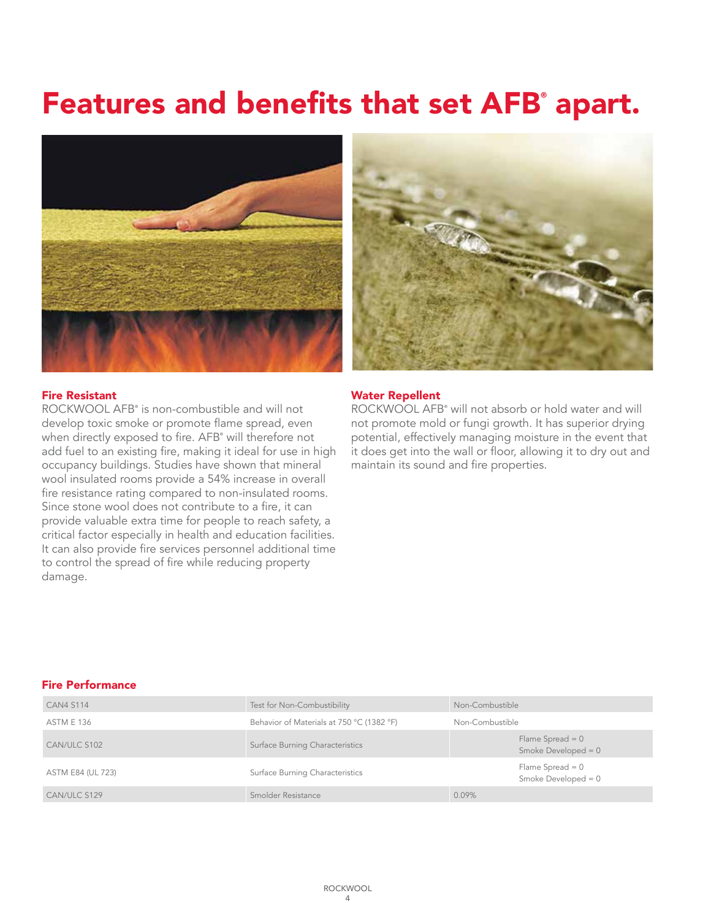# Features and benefits that set AFB® apart.

## Fire Resistant

ROCKWOOL AFB® is non-combustible and will not develop toxic smoke or promote flame spread, even when directly exposed to fire. AFB® will therefore not add fuel to an existing fire, making it ideal for use in high occupancy buildings. Studies have shown that mineral wool insulated rooms provide a 54% increase in overall fire resistance rating compared to non-insulated rooms. Since stone wool does not contribute to a fire, it can provide valuable extra time for people to reach safety, a critical factor especially in health and education facilities. It can also provide fire services personnel additional time to control the spread of fire while reducing property damage.

## Water Repellent

ROCKWOOL AFB® will not absorb or hold water and will not promote mold or fungi growth. It has superior drying potential, effectively managing moisture in the event that it does get into the wall or floor, allowing it to dry out and maintain its sound and fire properties.

## Fire Performance

| | | |
|---|---|---|
| CAN4 S114 | Test for Non-Combustibility | Non-Combustible |
| ASTM E 136 | Behavior of Materials at 750 °C (1382 °F) | Non-Combustible |
| CAN/ULC S102 | Surface Burning Characteristics | Flame Spread = 0<br>Smoke Developed = 0 |
| ASTM E84 (UL 723) | Surface Burning Characteristics | Flame Spread = 0<br>Smoke Developed = 0 |
| CAN/ULC S129 | Smolder Resistance | 0.09% |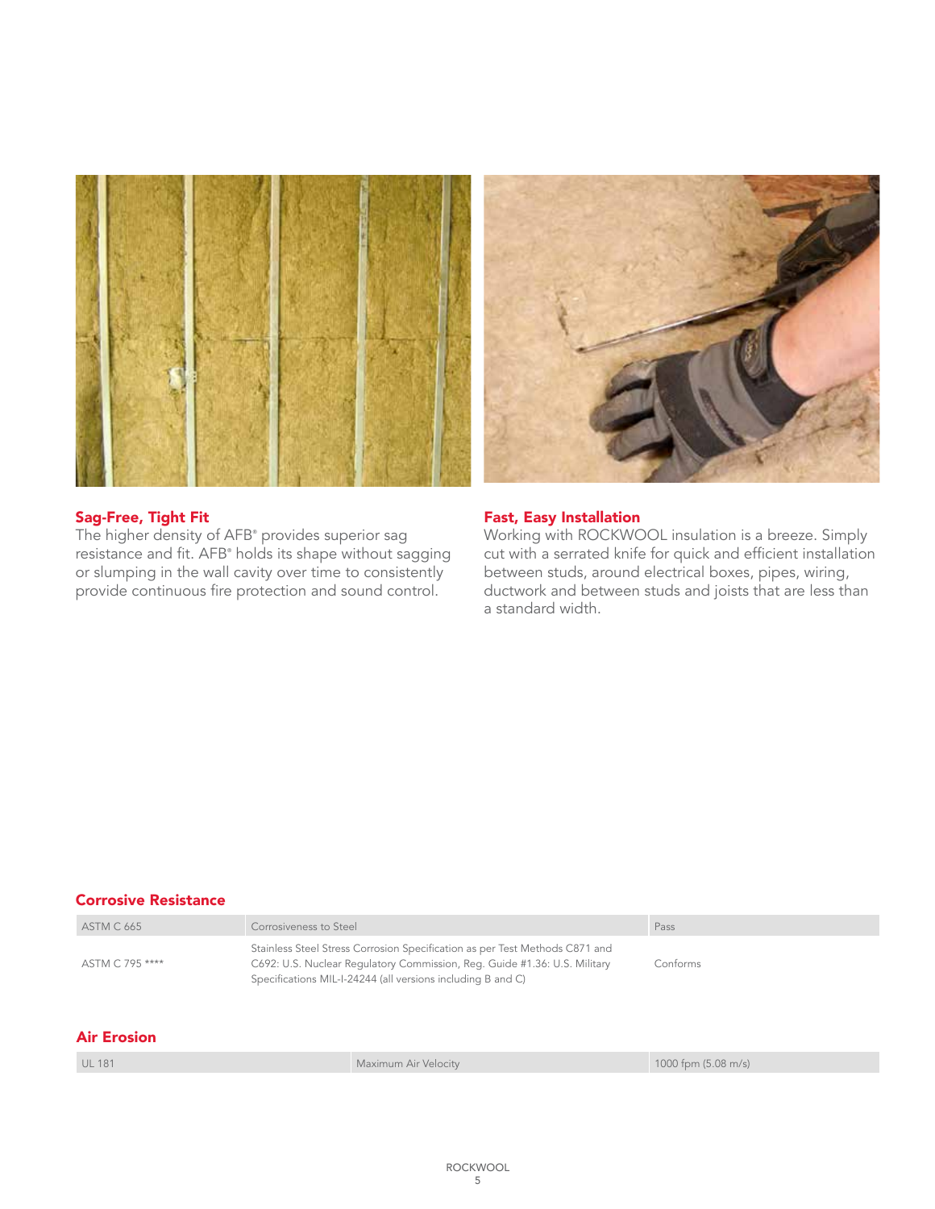## Sag-Free, Tight Fit

The higher density of AFB® provides superior sag resistance and fit. AFB® holds its shape without sagging or slumping in the wall cavity over time to consistently provide continuous fire protection and sound control.

## Fast, Easy Installation

Working with ROCKWOOL insulation is a breeze. Simply cut with a serrated knife for quick and efficient installation between studs, around electrical boxes, pipes, wiring, ductwork and between studs and joists that are less than a standard width.

## Corrosive Resistance

| | | |
|---|---|---|
| ASTM C 665 | Corrosiveness to Steel | Pass |
| ASTM C 795 **** | Stainless Steel Stress Corrosion Specification as per Test Methods C871 and C692: U.S. Nuclear Regulatory Commission, Reg. Guide #1.36: U.S. Military Specifications MIL-I-24244 (all versions including B and C) | Conforms |

## Air Erosion

| | | |
|---|---|---|
| UL 181 | Maximum Air Velocity | 1000 fpm (5.08 m/s) |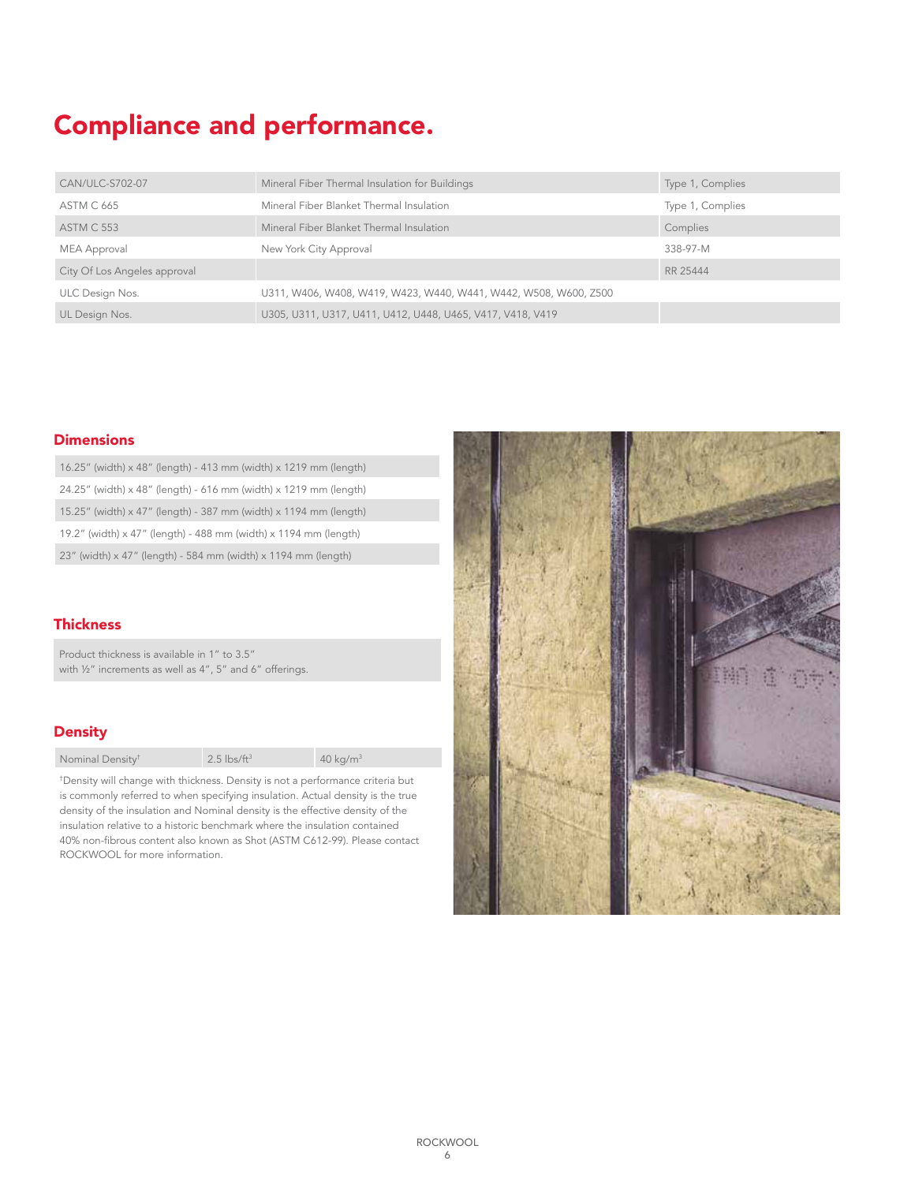# Compliance and performance.

| | | |
|---|---|---|
| CAN/ULC-S702-07 | Mineral Fiber Thermal Insulation for Buildings | Type 1, Complies |
| ASTM C 665 | Mineral Fiber Blanket Thermal Insulation | Type 1, Complies |
| ASTM C 553 | Mineral Fiber Blanket Thermal Insulation | Complies |
| MEA Approval | New York City Approval | 338-97-M |
| City Of Los Angeles approval | | RR 25444 |
| ULC Design Nos. | U311, W406, W408, W419, W423, W440, W441, W442, W508, W600, Z500 | |
| UL Design Nos. | U305, U311, U317, U411, U412, U448, U465, V417, V418, V419 | |

## Dimensions

| |
|---|
| 16.25" (width) x 48" (length) - 413 mm (width) x 1219 mm (length) |
| 24.25" (width) x 48" (length) - 616 mm (width) x 1219 mm (length) |
| 15.25" (width) x 47" (length) - 387 mm (width) x 1194 mm (length) |
| 19.2" (width) x 47" (length) - 488 mm (width) x 1194 mm (length) |
| 23" (width) x 47" (length) - 584 mm (width) x 1194 mm (length) |

## Thickness

Product thickness is available in 1" to 3.5"
with ½" increments as well as 4", 5" and 6" offerings.

## Density

| | | |
|---|---|---|
| Nominal Density† | 2.5 lbs/ft³ | 40 kg/m³ |

†Density will change with thickness. Density is not a performance criteria but is commonly referred to when specifying insulation. Actual density is the true density of the insulation and Nominal density is the effective density of the insulation relative to a historic benchmark where the insulation contained 40% non-fibrous content also known as Shot (ASTM C612-99). Please contact ROCKWOOL for more information.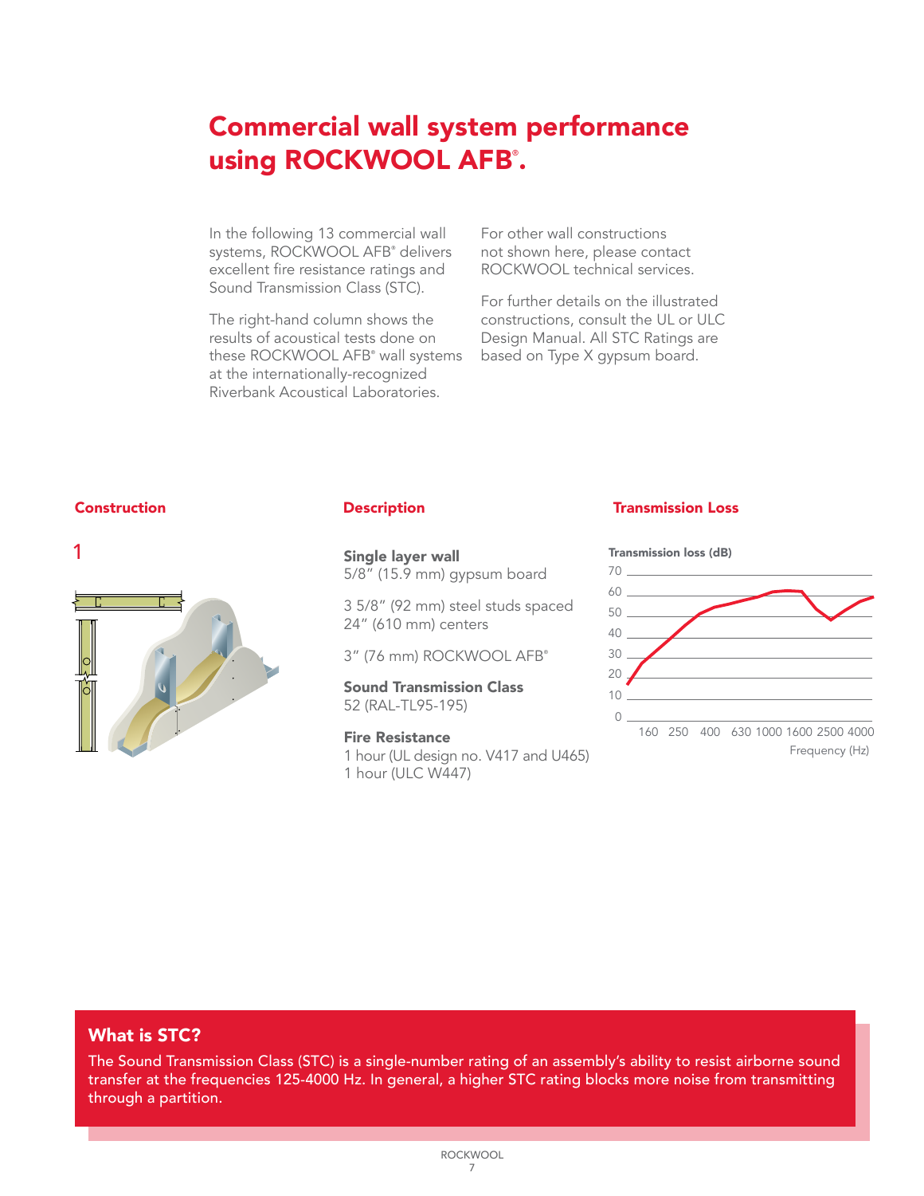# Commercial wall system performance using ROCKWOOL AFB®.

In the following 13 commercial wall systems, ROCKWOOL AFB® delivers excellent fire resistance ratings and Sound Transmission Class (STC).

The right-hand column shows the results of acoustical tests done on these ROCKWOOL AFB® wall systems at the internationally-recognized Riverbank Acoustical Laboratories.

For other wall constructions not shown here, please contact ROCKWOOL technical services.

For further details on the illustrated constructions, consult the UL or ULC Design Manual. All STC Ratings are based on Type X gypsum board.

| Construction | Description | Transmission Loss |
|---|---|---|
| 1 | **Single layer wall**<br>5/8" (15.9 mm) gypsum board<br><br>3 5/8" (92 mm) steel studs spaced 24" (610 mm) centers<br><br>3" (76 mm) ROCKWOOL AFB®<br><br>**Sound Transmission Class**<br>52 (RAL-TL95-195)<br><br>**Fire Resistance**<br>1 hour (UL design no. V417 and U465)<br>1 hour (ULC W447) | Transmission loss (dB) vs. Frequency (Hz) |

## What is STC?

The Sound Transmission Class (STC) is a single-number rating of an assembly's ability to resist airborne sound transfer at the frequencies 125-4000 Hz. In general, a higher STC rating blocks more noise from transmitting through a partition.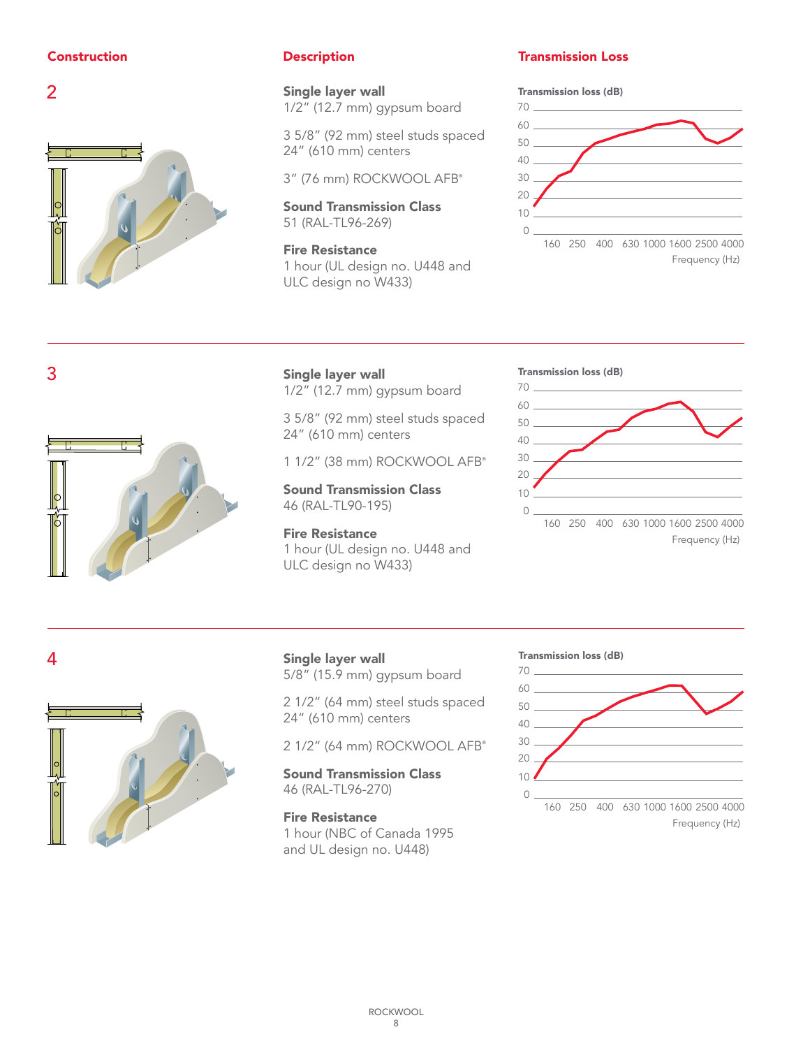| Construction | Description | Transmission Loss |
| --- | --- | --- |

## 2

**Single layer wall**
1/2" (12.7 mm) gypsum board

3 5/8" (92 mm) steel studs spaced 24" (610 mm) centers

3" (76 mm) ROCKWOOL AFB®

**Sound Transmission Class**
51 (RAL-TL96-269)

**Fire Resistance**
1 hour (UL design no. U448 and ULC design no W433)

Transmission loss (dB)

Frequency (Hz)

## 3

**Single layer wall**
1/2" (12.7 mm) gypsum board

3 5/8" (92 mm) steel studs spaced 24" (610 mm) centers

1 1/2" (38 mm) ROCKWOOL AFB®

**Sound Transmission Class**
46 (RAL-TL90-195)

**Fire Resistance**
1 hour (UL design no. U448 and ULC design no W433)

Transmission loss (dB)

Frequency (Hz)

## 4

**Single layer wall**
5/8" (15.9 mm) gypsum board

2 1/2" (64 mm) steel studs spaced 24" (610 mm) centers

2 1/2" (64 mm) ROCKWOOL AFB®

**Sound Transmission Class**
46 (RAL-TL96-270)

**Fire Resistance**
1 hour (NBC of Canada 1995 and UL design no. U448)

Transmission loss (dB)

Frequency (Hz)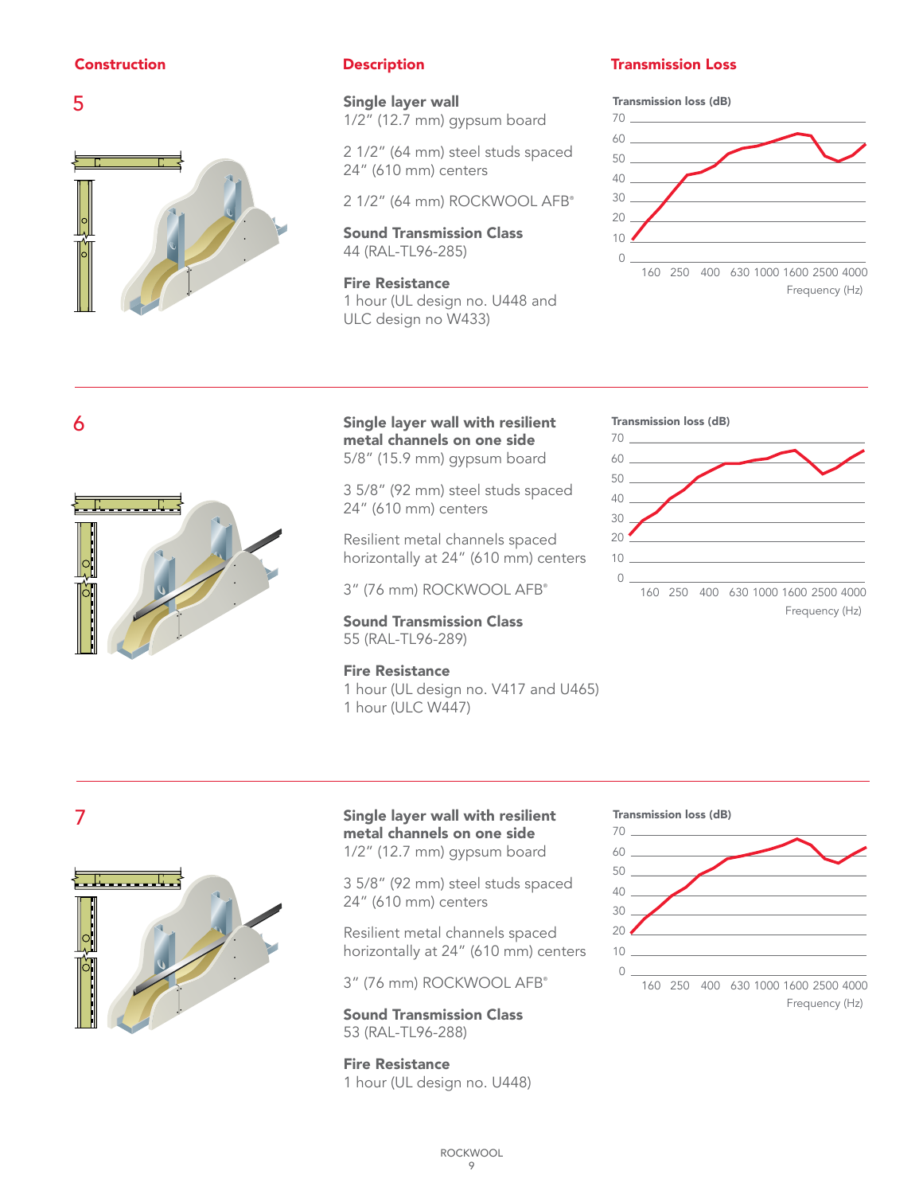**Construction** | **Description** | **Transmission Loss**

## 5

**Single layer wall**
1/2″ (12.7 mm) gypsum board

2 1/2″ (64 mm) steel studs spaced 24″ (610 mm) centers

2 1/2″ (64 mm) ROCKWOOL AFB®

**Sound Transmission Class**
44 (RAL-TL96-285)

**Fire Resistance**
1 hour (UL design no. U448 and ULC design no W433)

Transmission loss (dB)

Frequency (Hz)

## 6

**Single layer wall with resilient metal channels on one side**
5/8″ (15.9 mm) gypsum board

3 5/8″ (92 mm) steel studs spaced 24″ (610 mm) centers

Resilient metal channels spaced horizontally at 24″ (610 mm) centers

3″ (76 mm) ROCKWOOL AFB®

**Sound Transmission Class**
55 (RAL-TL96-289)

**Fire Resistance**
1 hour (UL design no. V417 and U465)
1 hour (ULC W447)

Transmission loss (dB)

Frequency (Hz)

## 7

**Single layer wall with resilient metal channels on one side**
1/2″ (12.7 mm) gypsum board

3 5/8″ (92 mm) steel studs spaced 24″ (610 mm) centers

Resilient metal channels spaced horizontally at 24″ (610 mm) centers

3″ (76 mm) ROCKWOOL AFB®

**Sound Transmission Class**
53 (RAL-TL96-288)

**Fire Resistance**
1 hour (UL design no. U448)

Transmission loss (dB)

Frequency (Hz)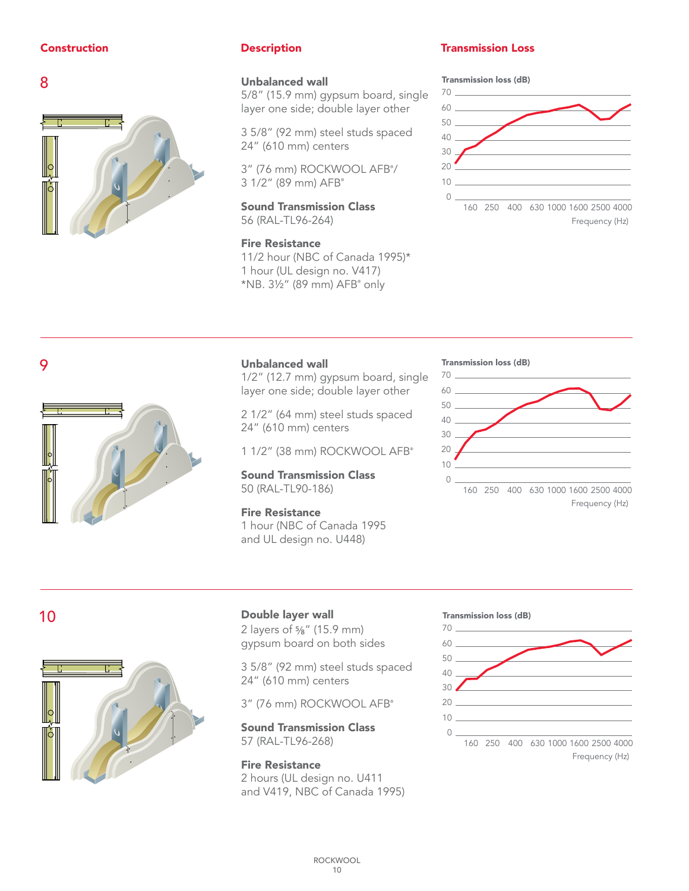| Construction | Description | Transmission Loss |
|---|---|---|

## 8

**Unbalanced wall**
5/8" (15.9 mm) gypsum board, single layer one side; double layer other

3 5/8" (92 mm) steel studs spaced 24" (610 mm) centers

3" (76 mm) ROCKWOOL AFB®/
3 1/2" (89 mm) AFB®

**Sound Transmission Class**
56 (RAL-TL96-264)

**Fire Resistance**
11/2 hour (NBC of Canada 1995)*
1 hour (UL design no. V417)
*NB. 3½" (89 mm) AFB® only

Transmission loss (dB)
70, 60, 50, 40, 30, 20, 10, 0
160 250 400 630 1000 1600 2500 4000
Frequency (Hz)

## 9

**Unbalanced wall**
1/2" (12.7 mm) gypsum board, single layer one side; double layer other

2 1/2" (64 mm) steel studs spaced 24" (610 mm) centers

1 1/2" (38 mm) ROCKWOOL AFB®

**Sound Transmission Class**
50 (RAL-TL90-186)

**Fire Resistance**
1 hour (NBC of Canada 1995
and UL design no. U448)

Transmission loss (dB)
70, 60, 50, 40, 30, 20, 10, 0
160 250 400 630 1000 1600 2500 4000
Frequency (Hz)

## 10

**Double layer wall**
2 layers of ⅝" (15.9 mm) gypsum board on both sides

3 5/8" (92 mm) steel studs spaced 24" (610 mm) centers

3" (76 mm) ROCKWOOL AFB®

**Sound Transmission Class**
57 (RAL-TL96-268)

**Fire Resistance**
2 hours (UL design no. U411
and V419, NBC of Canada 1995)

Transmission loss (dB)
70, 60, 50, 40, 30, 20, 10, 0
160 250 400 630 1000 1600 2500 4000
Frequency (Hz)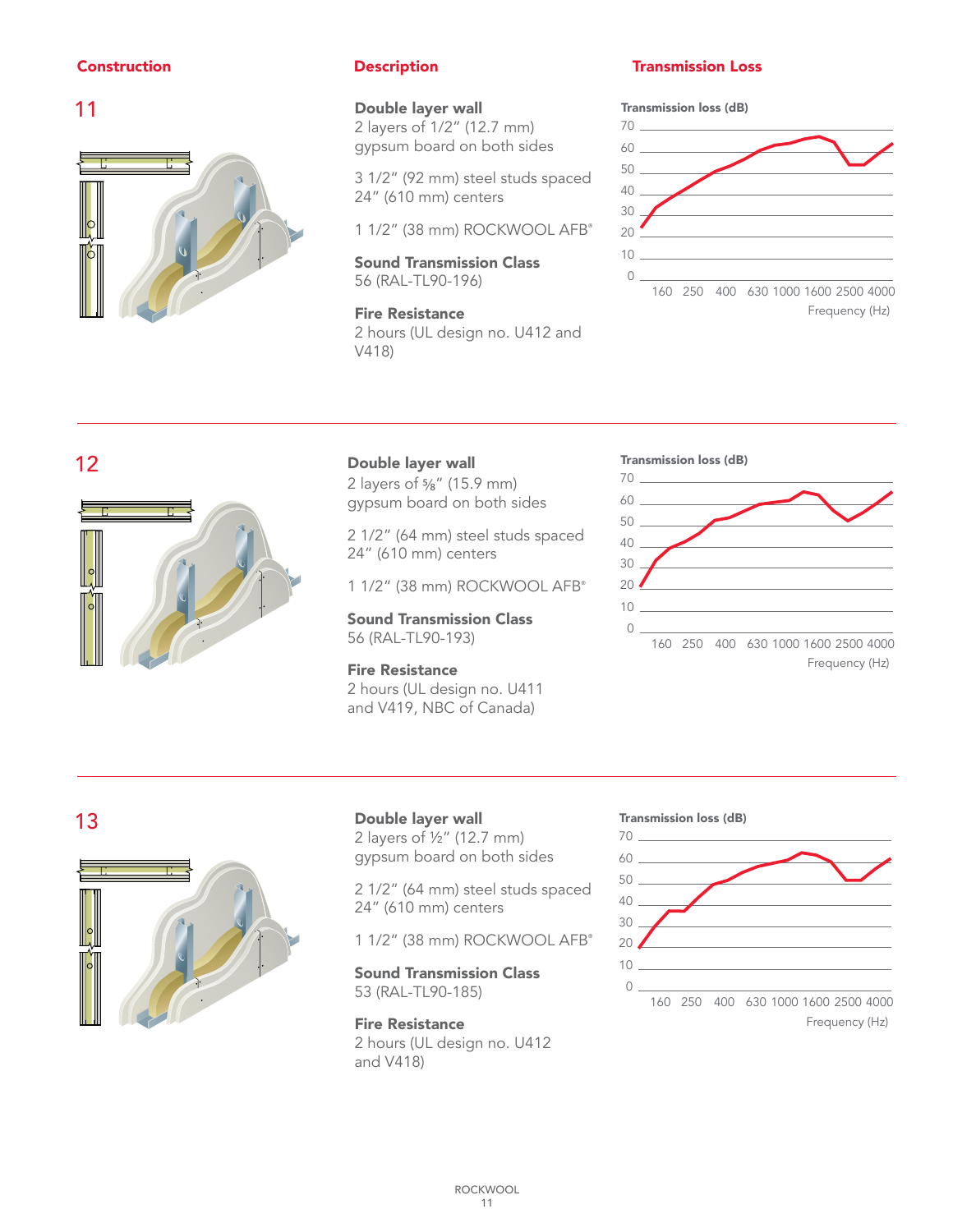**Construction** | **Description** | **Transmission Loss**

## 11

**Double layer wall**
2 layers of 1/2" (12.7 mm) gypsum board on both sides

3 1/2" (92 mm) steel studs spaced 24" (610 mm) centers

1 1/2" (38 mm) ROCKWOOL AFB®

**Sound Transmission Class**
56 (RAL-TL90-196)

**Fire Resistance**
2 hours (UL design no. U412 and V418)

Transmission loss (dB): 0, 10, 20, 30, 40, 50, 60, 70
Frequency (Hz): 160, 250, 400, 630, 1000, 1600, 2500, 4000

## 12

**Double layer wall**
2 layers of ⅝" (15.9 mm) gypsum board on both sides

2 1/2" (64 mm) steel studs spaced 24" (610 mm) centers

1 1/2" (38 mm) ROCKWOOL AFB®

**Sound Transmission Class**
56 (RAL-TL90-193)

**Fire Resistance**
2 hours (UL design no. U411 and V419, NBC of Canada)

Transmission loss (dB): 0, 10, 20, 30, 40, 50, 60, 70
Frequency (Hz): 160, 250, 400, 630, 1000, 1600, 2500, 4000

## 13

**Double layer wall**
2 layers of ½" (12.7 mm) gypsum board on both sides

2 1/2" (64 mm) steel studs spaced 24" (610 mm) centers

1 1/2" (38 mm) ROCKWOOL AFB®

**Sound Transmission Class**
53 (RAL-TL90-185)

**Fire Resistance**
2 hours (UL design no. U412 and V418)

Transmission loss (dB): 0, 10, 20, 30, 40, 50, 60, 70
Frequency (Hz): 160, 250, 400, 630, 1000, 1600, 2500, 4000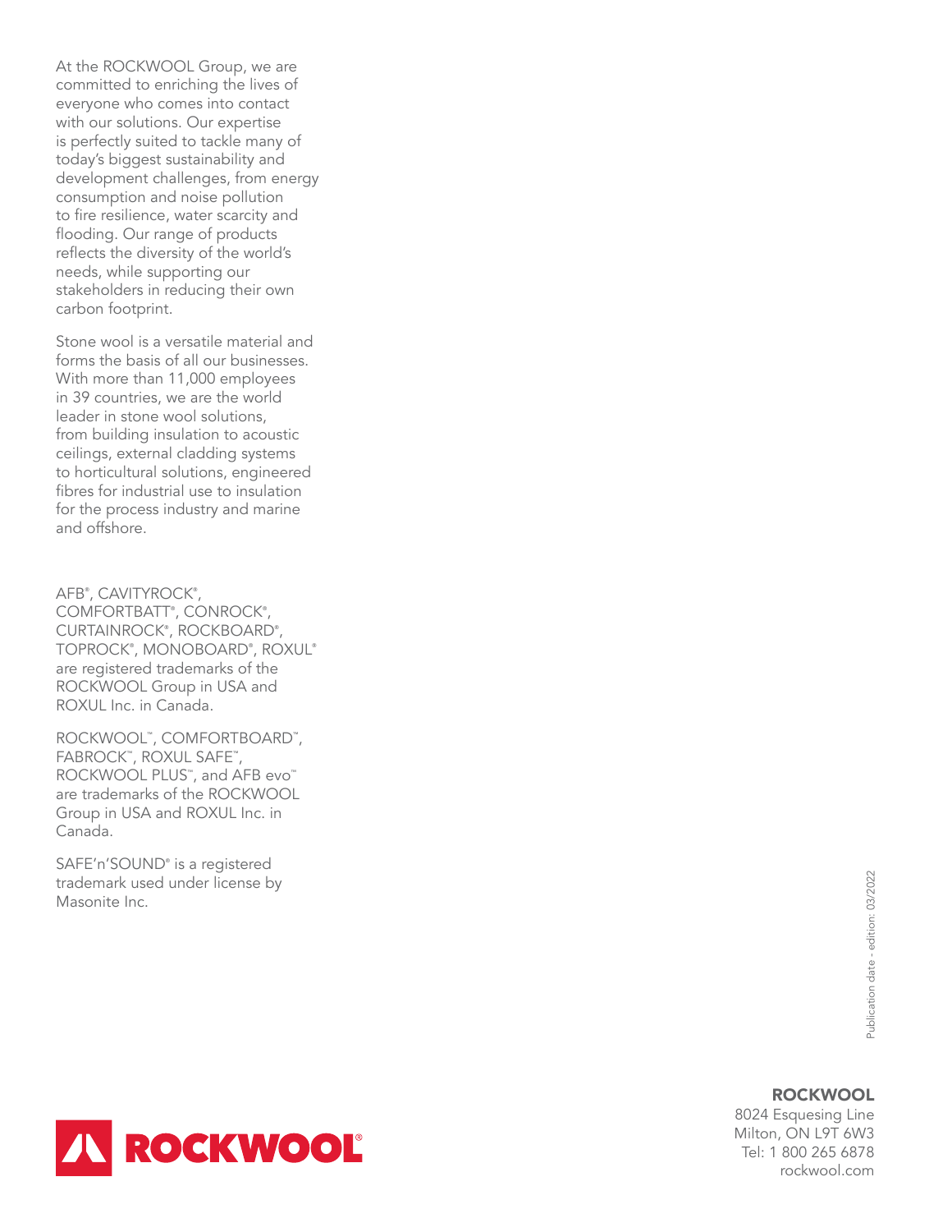At the ROCKWOOL Group, we are committed to enriching the lives of everyone who comes into contact with our solutions. Our expertise is perfectly suited to tackle many of today's biggest sustainability and development challenges, from energy consumption and noise pollution to fire resilience, water scarcity and flooding. Our range of products reflects the diversity of the world's needs, while supporting our stakeholders in reducing their own carbon footprint.

Stone wool is a versatile material and forms the basis of all our businesses. With more than 11,000 employees in 39 countries, we are the world leader in stone wool solutions, from building insulation to acoustic ceilings, external cladding systems to horticultural solutions, engineered fibres for industrial use to insulation for the process industry and marine and offshore.

AFB®, CAVITYROCK®, COMFORTBATT®, CONROCK®, CURTAINROCK®, ROCKBOARD®, TOPROCK®, MONOBOARD®, ROXUL® are registered trademarks of the ROCKWOOL Group in USA and ROXUL Inc. in Canada.

ROCKWOOL™, COMFORTBOARD™, FABROCK™, ROXUL SAFE™, ROCKWOOL PLUS™, and AFB evo™ are trademarks of the ROCKWOOL Group in USA and ROXUL Inc. in Canada.

SAFE'n'SOUND® is a registered trademark used under license by Masonite Inc.

Publication date - edition: 03/2022

**ROCKWOOL**
8024 Esquesing Line
Milton, ON L9T 6W3
Tel: 1 800 265 6878
rockwool.com